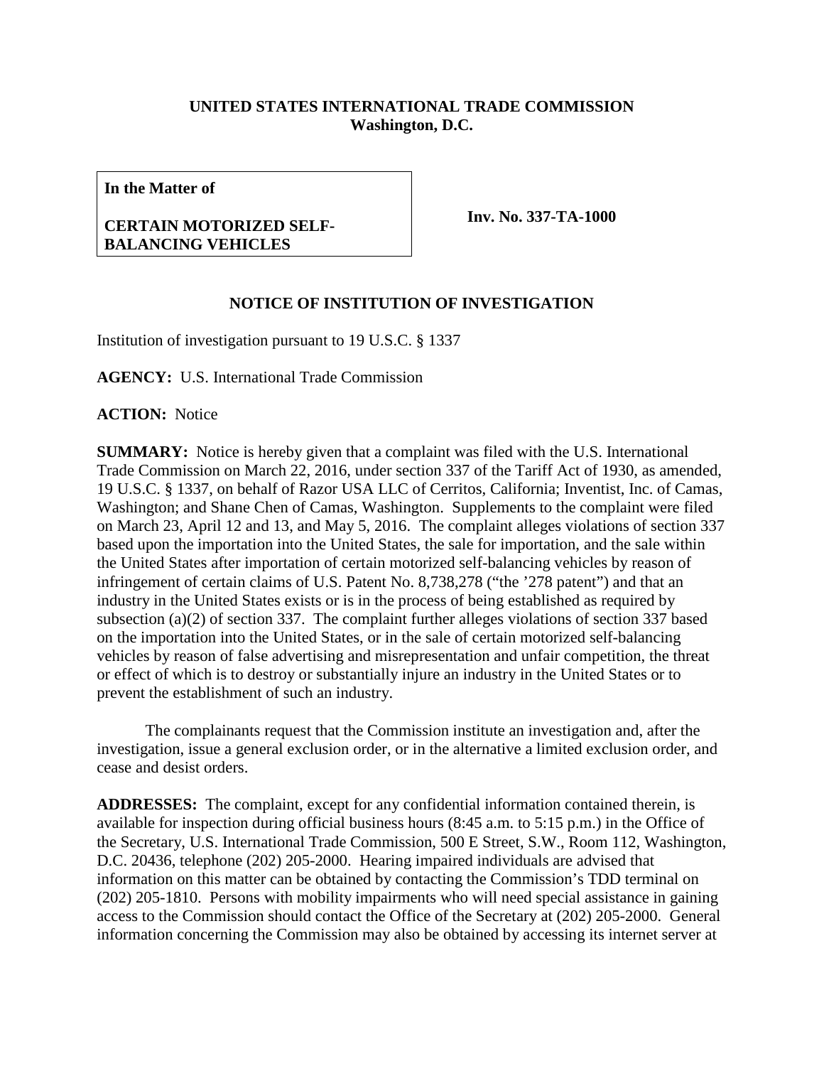**UNITED STATES INTERNATIONAL TRADE COMMISSION**
**Washington, D.C.**

| **In the Matter of**<br><br>**CERTAIN MOTORIZED SELF-BALANCING VEHICLES** | **Inv. No. 337-TA-1000** |
|---|---|

## NOTICE OF INSTITUTION OF INVESTIGATION

Institution of investigation pursuant to 19 U.S.C. § 1337

**AGENCY:** U.S. International Trade Commission

**ACTION:** Notice

**SUMMARY:** Notice is hereby given that a complaint was filed with the U.S. International Trade Commission on March 22, 2016, under section 337 of the Tariff Act of 1930, as amended, 19 U.S.C. § 1337, on behalf of Razor USA LLC of Cerritos, California; Inventist, Inc. of Camas, Washington; and Shane Chen of Camas, Washington. Supplements to the complaint were filed on March 23, April 12 and 13, and May 5, 2016. The complaint alleges violations of section 337 based upon the importation into the United States, the sale for importation, and the sale within the United States after importation of certain motorized self-balancing vehicles by reason of infringement of certain claims of U.S. Patent No. 8,738,278 ("the '278 patent") and that an industry in the United States exists or is in the process of being established as required by subsection (a)(2) of section 337. The complaint further alleges violations of section 337 based on the importation into the United States, or in the sale of certain motorized self-balancing vehicles by reason of false advertising and misrepresentation and unfair competition, the threat or effect of which is to destroy or substantially injure an industry in the United States or to prevent the establishment of such an industry.

The complainants request that the Commission institute an investigation and, after the investigation, issue a general exclusion order, or in the alternative a limited exclusion order, and cease and desist orders.

**ADDRESSES:** The complaint, except for any confidential information contained therein, is available for inspection during official business hours (8:45 a.m. to 5:15 p.m.) in the Office of the Secretary, U.S. International Trade Commission, 500 E Street, S.W., Room 112, Washington, D.C. 20436, telephone (202) 205-2000. Hearing impaired individuals are advised that information on this matter can be obtained by contacting the Commission's TDD terminal on (202) 205-1810. Persons with mobility impairments who will need special assistance in gaining access to the Commission should contact the Office of the Secretary at (202) 205-2000. General information concerning the Commission may also be obtained by accessing its internet server at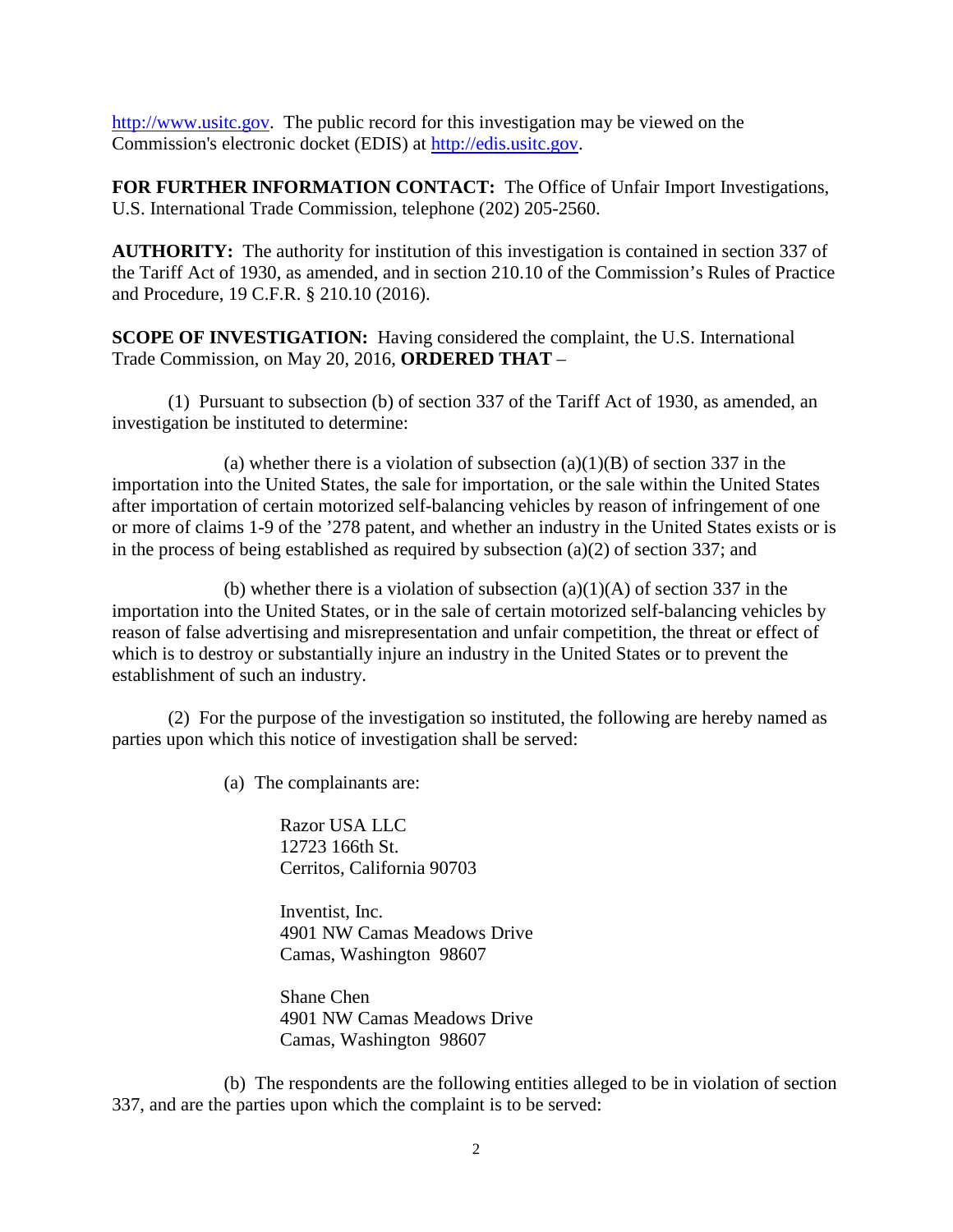http://www.usitc.gov. The public record for this investigation may be viewed on the Commission's electronic docket (EDIS) at http://edis.usitc.gov.

**FOR FURTHER INFORMATION CONTACT:** The Office of Unfair Import Investigations, U.S. International Trade Commission, telephone (202) 205-2560.

**AUTHORITY:** The authority for institution of this investigation is contained in section 337 of the Tariff Act of 1930, as amended, and in section 210.10 of the Commission's Rules of Practice and Procedure, 19 C.F.R. § 210.10 (2016).

**SCOPE OF INVESTIGATION:** Having considered the complaint, the U.S. International Trade Commission, on May 20, 2016, **ORDERED THAT** –

(1) Pursuant to subsection (b) of section 337 of the Tariff Act of 1930, as amended, an investigation be instituted to determine:

(a) whether there is a violation of subsection (a)(1)(B) of section 337 in the importation into the United States, the sale for importation, or the sale within the United States after importation of certain motorized self-balancing vehicles by reason of infringement of one or more of claims 1-9 of the '278 patent, and whether an industry in the United States exists or is in the process of being established as required by subsection (a)(2) of section 337; and

(b) whether there is a violation of subsection (a)(1)(A) of section 337 in the importation into the United States, or in the sale of certain motorized self-balancing vehicles by reason of false advertising and misrepresentation and unfair competition, the threat or effect of which is to destroy or substantially injure an industry in the United States or to prevent the establishment of such an industry.

(2) For the purpose of the investigation so instituted, the following are hereby named as parties upon which this notice of investigation shall be served:

(a) The complainants are:

Razor USA LLC
12723 166th St.
Cerritos, California 90703

Inventist, Inc.
4901 NW Camas Meadows Drive
Camas, Washington 98607

Shane Chen
4901 NW Camas Meadows Drive
Camas, Washington 98607

(b) The respondents are the following entities alleged to be in violation of section 337, and are the parties upon which the complaint is to be served: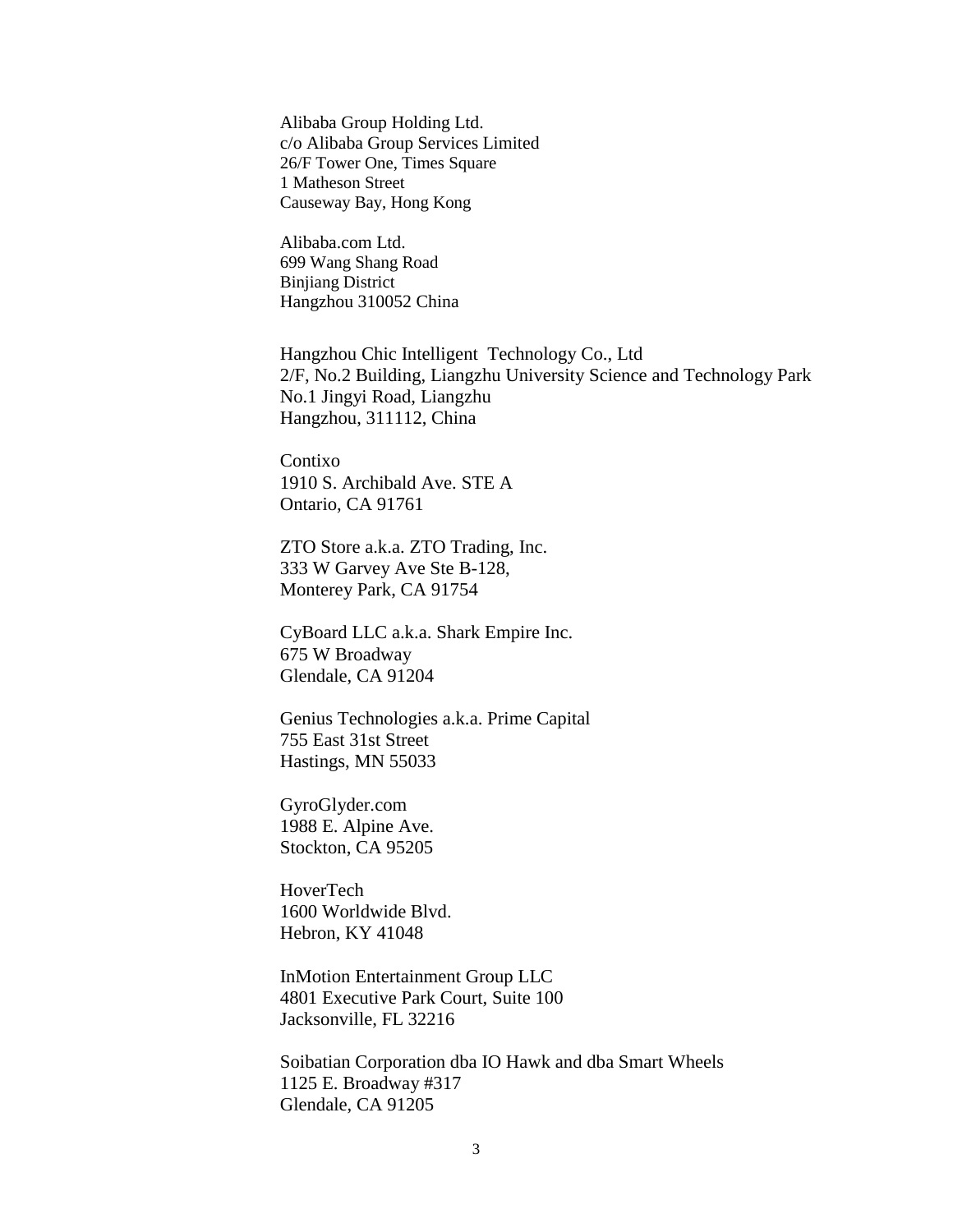Alibaba Group Holding Ltd.  
c/o Alibaba Group Services Limited  
26/F Tower One, Times Square  
1 Matheson Street  
Causeway Bay, Hong Kong

Alibaba.com Ltd.  
699 Wang Shang Road  
Binjiang District  
Hangzhou 310052 China

Hangzhou Chic Intelligent Technology Co., Ltd  
2/F, No.2 Building, Liangzhu University Science and Technology Park  
No.1 Jingyi Road, Liangzhu  
Hangzhou, 311112, China

Contixo  
1910 S. Archibald Ave. STE A  
Ontario, CA 91761

ZTO Store a.k.a. ZTO Trading, Inc.  
333 W Garvey Ave Ste B-128,  
Monterey Park, CA 91754

CyBoard LLC a.k.a. Shark Empire Inc.  
675 W Broadway  
Glendale, CA 91204

Genius Technologies a.k.a. Prime Capital  
755 East 31st Street  
Hastings, MN 55033

GyroGlyder.com  
1988 E. Alpine Ave.  
Stockton, CA 95205

HoverTech  
1600 Worldwide Blvd.  
Hebron, KY 41048

InMotion Entertainment Group LLC  
4801 Executive Park Court, Suite 100  
Jacksonville, FL 32216

Soibatian Corporation dba IO Hawk and dba Smart Wheels  
1125 E. Broadway #317  
Glendale, CA 91205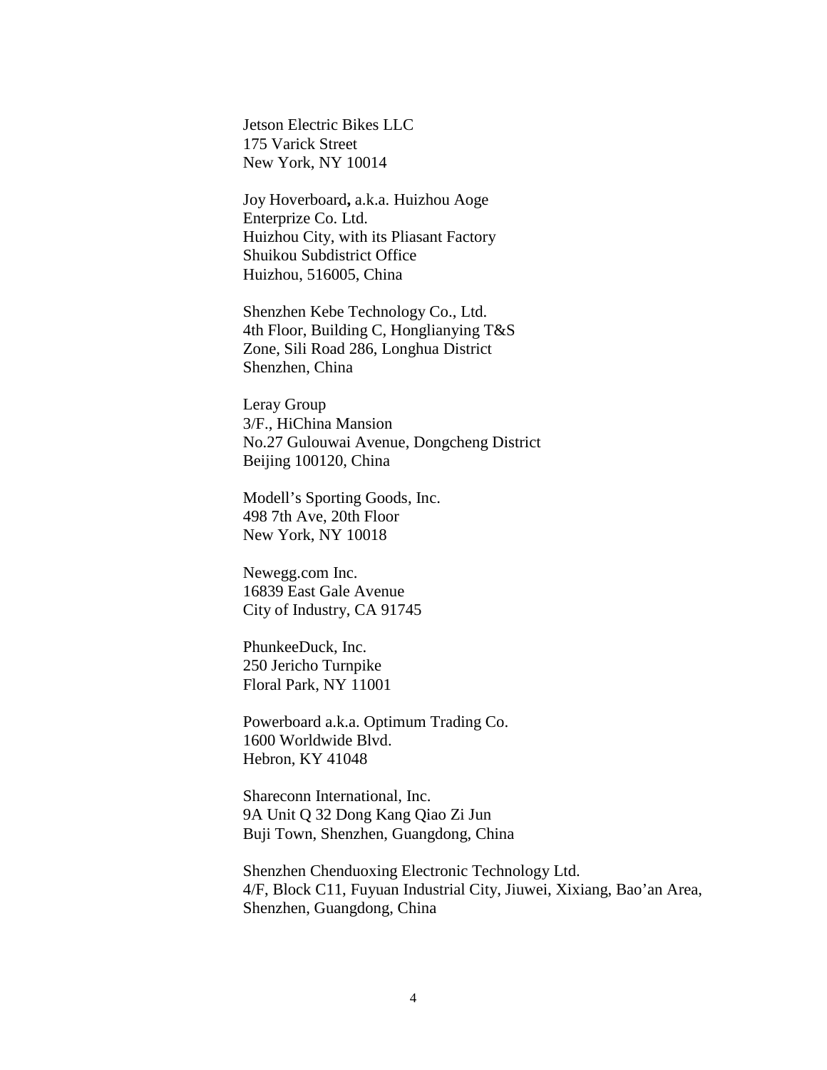Jetson Electric Bikes LLC
175 Varick Street
New York, NY 10014

Joy Hoverboard**,** a.k.a. Huizhou Aoge
Enterprize Co. Ltd.
Huizhou City, with its Pliasant Factory
Shuikou Subdistrict Office
Huizhou, 516005, China

Shenzhen Kebe Technology Co., Ltd.
4th Floor, Building C, Honglianying T&S
Zone, Sili Road 286, Longhua District
Shenzhen, China

Leray Group
3/F., HiChina Mansion
No.27 Gulouwai Avenue, Dongcheng District
Beijing 100120, China

Modell's Sporting Goods, Inc.
498 7th Ave, 20th Floor
New York, NY 10018

Newegg.com Inc.
16839 East Gale Avenue
City of Industry, CA 91745

PhunkeeDuck, Inc.
250 Jericho Turnpike
Floral Park, NY 11001

Powerboard a.k.a. Optimum Trading Co.
1600 Worldwide Blvd.
Hebron, KY 41048

Shareconn International, Inc.
9A Unit Q 32 Dong Kang Qiao Zi Jun
Buji Town, Shenzhen, Guangdong, China

Shenzhen Chenduoxing Electronic Technology Ltd.
4/F, Block C11, Fuyuan Industrial City, Jiuwei, Xixiang, Bao'an Area,
Shenzhen, Guangdong, China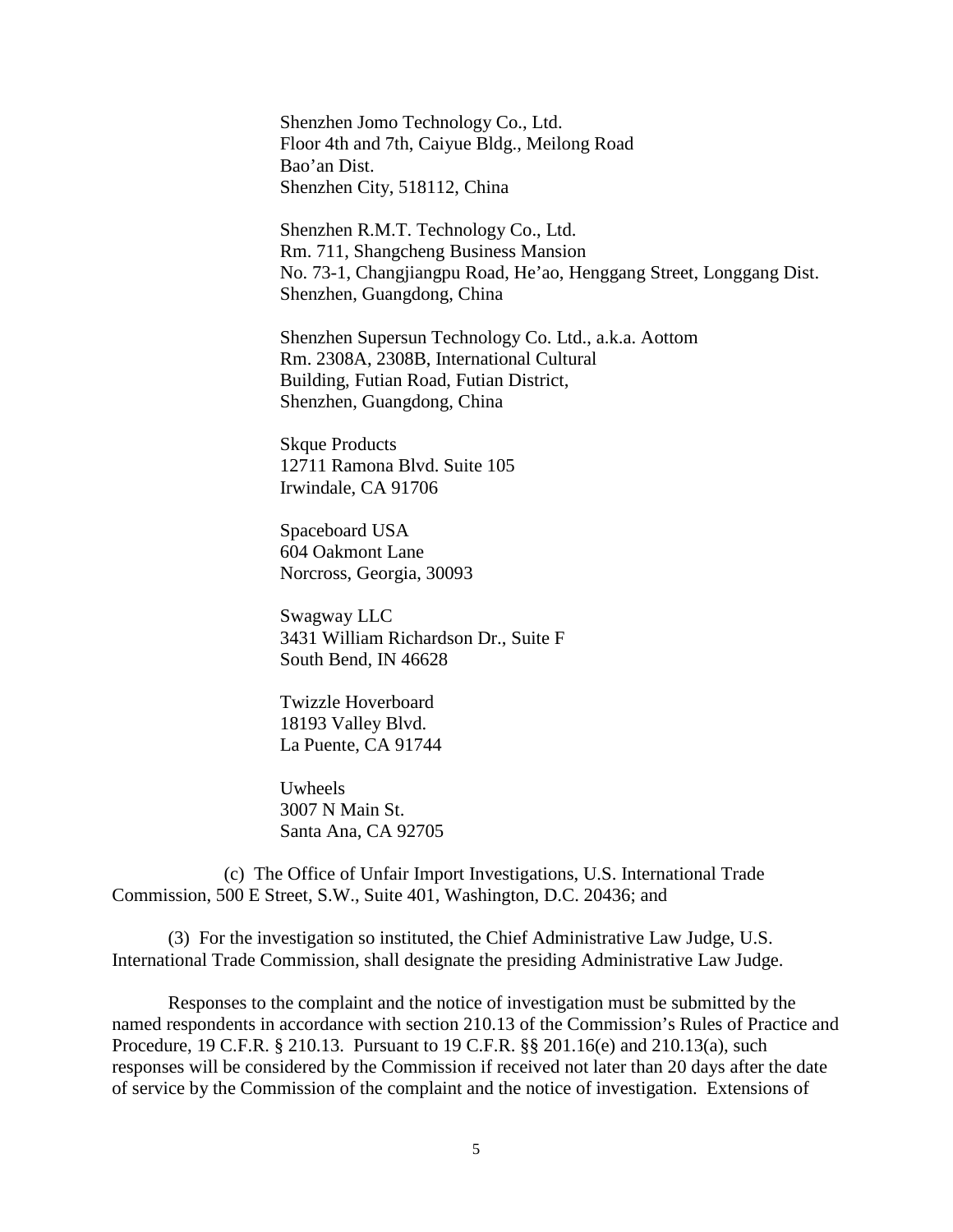Shenzhen Jomo Technology Co., Ltd.
Floor 4th and 7th, Caiyue Bldg., Meilong Road
Bao'an Dist.
Shenzhen City, 518112, China

Shenzhen R.M.T. Technology Co., Ltd.
Rm. 711, Shangcheng Business Mansion
No. 73-1, Changjiangpu Road, He'ao, Henggang Street, Longgang Dist.
Shenzhen, Guangdong, China

Shenzhen Supersun Technology Co. Ltd., a.k.a. Aottom
Rm. 2308A, 2308B, International Cultural
Building, Futian Road, Futian District,
Shenzhen, Guangdong, China

Skque Products
12711 Ramona Blvd. Suite 105
Irwindale, CA 91706

Spaceboard USA
604 Oakmont Lane
Norcross, Georgia, 30093

Swagway LLC
3431 William Richardson Dr., Suite F
South Bend, IN 46628

Twizzle Hoverboard
18193 Valley Blvd.
La Puente, CA 91744

Uwheels
3007 N Main St.
Santa Ana, CA 92705

(c) The Office of Unfair Import Investigations, U.S. International Trade Commission, 500 E Street, S.W., Suite 401, Washington, D.C. 20436; and

(3) For the investigation so instituted, the Chief Administrative Law Judge, U.S. International Trade Commission, shall designate the presiding Administrative Law Judge.

Responses to the complaint and the notice of investigation must be submitted by the named respondents in accordance with section 210.13 of the Commission's Rules of Practice and Procedure, 19 C.F.R. § 210.13. Pursuant to 19 C.F.R. §§ 201.16(e) and 210.13(a), such responses will be considered by the Commission if received not later than 20 days after the date of service by the Commission of the complaint and the notice of investigation. Extensions of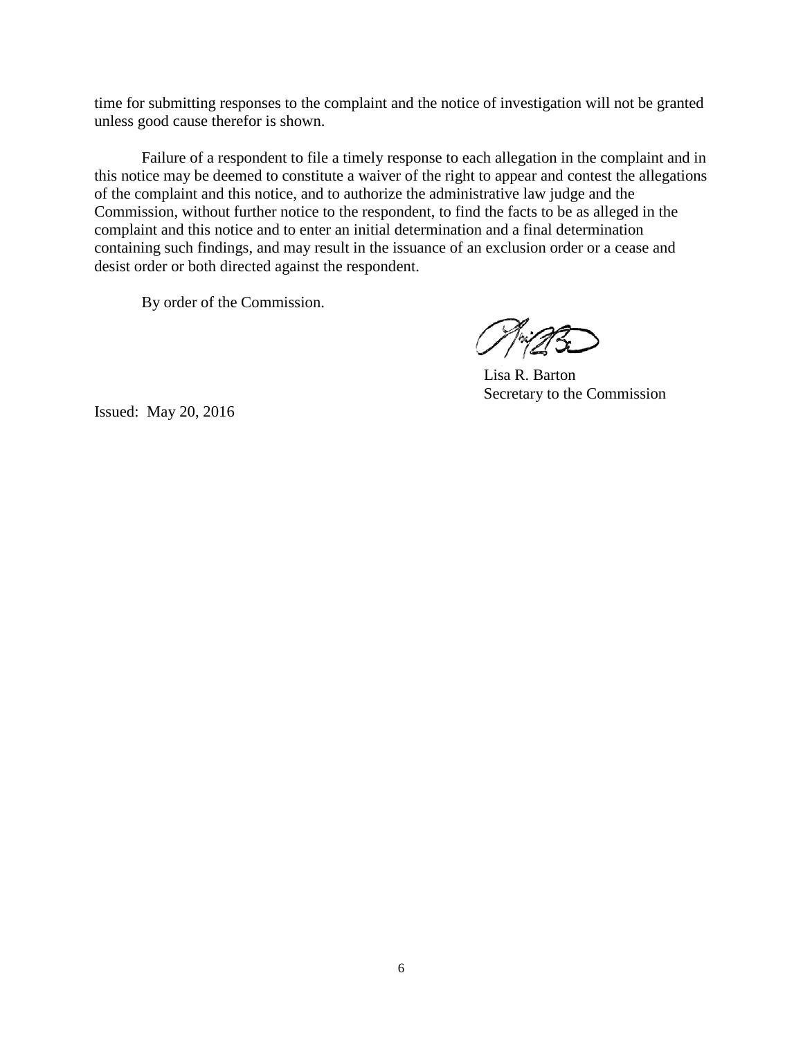time for submitting responses to the complaint and the notice of investigation will not be granted unless good cause therefor is shown.

Failure of a respondent to file a timely response to each allegation in the complaint and in this notice may be deemed to constitute a waiver of the right to appear and contest the allegations of the complaint and this notice, and to authorize the administrative law judge and the Commission, without further notice to the respondent, to find the facts to be as alleged in the complaint and this notice and to enter an initial determination and a final determination containing such findings, and may result in the issuance of an exclusion order or a cease and desist order or both directed against the respondent.

By order of the Commission.

Lisa R. Barton
Secretary to the Commission

Issued: May 20, 2016